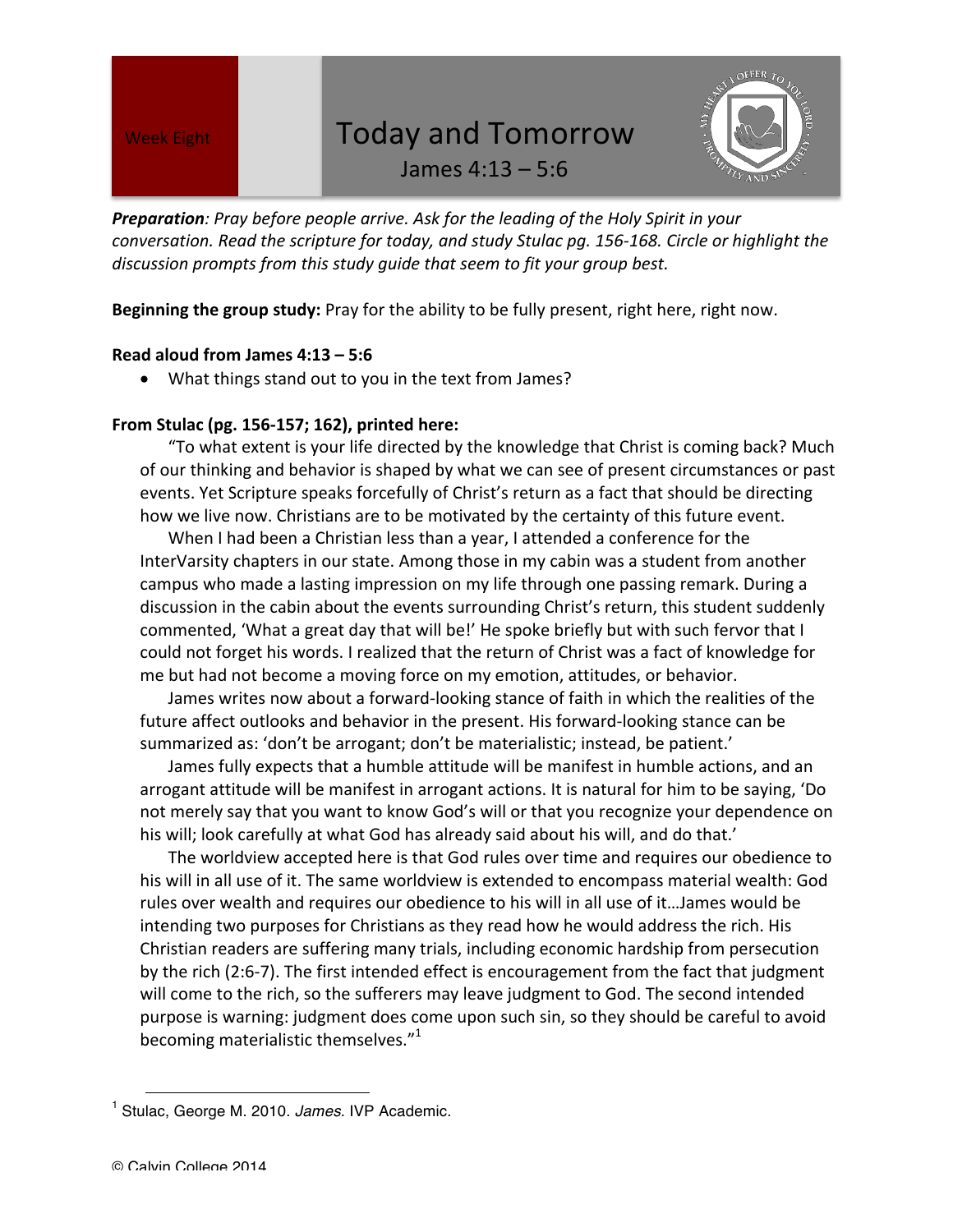Week Eight

# Today and Tomorrow

James 4:13 – 5:6

MY HEART I OFFER TO YOU LORD • PROMPTLY AND SINCERELY •

***Preparation**: Pray before people arrive. Ask for the leading of the Holy Spirit in your conversation. Read the scripture for today, and study Stulac pg. 156-168. Circle or highlight the discussion prompts from this study guide that seem to fit your group best.*

**Beginning the group study:** Pray for the ability to be fully present, right here, right now.

**Read aloud from James 4:13 – 5:6**

- What things stand out to you in the text from James?

**From Stulac (pg. 156-157; 162), printed here:**

"To what extent is your life directed by the knowledge that Christ is coming back? Much of our thinking and behavior is shaped by what we can see of present circumstances or past events. Yet Scripture speaks forcefully of Christ's return as a fact that should be directing how we live now. Christians are to be motivated by the certainty of this future event.

When I had been a Christian less than a year, I attended a conference for the InterVarsity chapters in our state. Among those in my cabin was a student from another campus who made a lasting impression on my life through one passing remark. During a discussion in the cabin about the events surrounding Christ's return, this student suddenly commented, 'What a great day that will be!' He spoke briefly but with such fervor that I could not forget his words. I realized that the return of Christ was a fact of knowledge for me but had not become a moving force on my emotion, attitudes, or behavior.

James writes now about a forward-looking stance of faith in which the realities of the future affect outlooks and behavior in the present. His forward-looking stance can be summarized as: 'don't be arrogant; don't be materialistic; instead, be patient.'

James fully expects that a humble attitude will be manifest in humble actions, and an arrogant attitude will be manifest in arrogant actions. It is natural for him to be saying, 'Do not merely say that you want to know God's will or that you recognize your dependence on his will; look carefully at what God has already said about his will, and do that.'

The worldview accepted here is that God rules over time and requires our obedience to his will in all use of it. The same worldview is extended to encompass material wealth: God rules over wealth and requires our obedience to his will in all use of it…James would be intending two purposes for Christians as they read how he would address the rich. His Christian readers are suffering many trials, including economic hardship from persecution by the rich (2:6-7). The first intended effect is encouragement from the fact that judgment will come to the rich, so the sufferers may leave judgment to God. The second intended purpose is warning: judgment does come upon such sin, so they should be careful to avoid becoming materialistic themselves."[1]

[1] Stulac, George M. 2010. *James*. IVP Academic.

© Calvin College 2014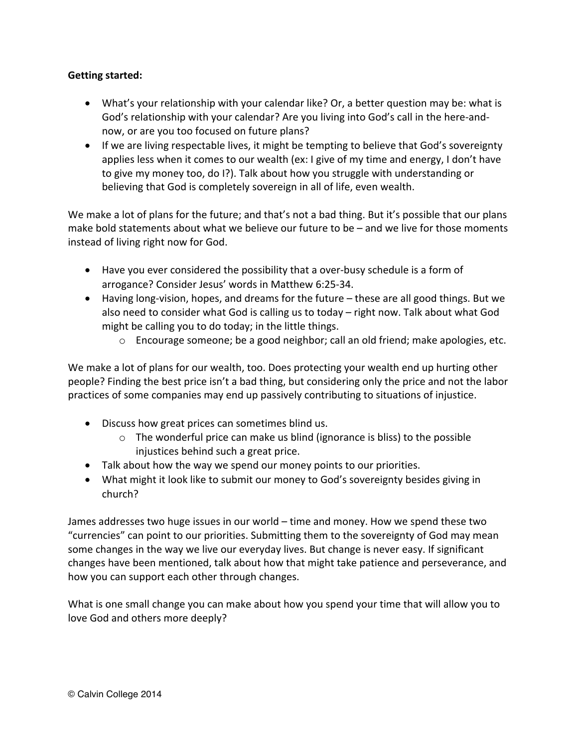**Getting started:**

- What's your relationship with your calendar like? Or, a better question may be: what is God's relationship with your calendar? Are you living into God's call in the here-and-now, or are you too focused on future plans?
- If we are living respectable lives, it might be tempting to believe that God's sovereignty applies less when it comes to our wealth (ex: I give of my time and energy, I don't have to give my money too, do I?). Talk about how you struggle with understanding or believing that God is completely sovereign in all of life, even wealth.

We make a lot of plans for the future; and that's not a bad thing. But it's possible that our plans make bold statements about what we believe our future to be – and we live for those moments instead of living right now for God.

- Have you ever considered the possibility that a over-busy schedule is a form of arrogance? Consider Jesus' words in Matthew 6:25-34.
- Having long-vision, hopes, and dreams for the future – these are all good things. But we also need to consider what God is calling us to today – right now. Talk about what God might be calling you to do today; in the little things.
    - Encourage someone; be a good neighbor; call an old friend; make apologies, etc.

We make a lot of plans for our wealth, too. Does protecting your wealth end up hurting other people? Finding the best price isn't a bad thing, but considering only the price and not the labor practices of some companies may end up passively contributing to situations of injustice.

- Discuss how great prices can sometimes blind us.
    - The wonderful price can make us blind (ignorance is bliss) to the possible injustices behind such a great price.
- Talk about how the way we spend our money points to our priorities.
- What might it look like to submit our money to God's sovereignty besides giving in church?

James addresses two huge issues in our world – time and money. How we spend these two "currencies" can point to our priorities. Submitting them to the sovereignty of God may mean some changes in the way we live our everyday lives. But change is never easy. If significant changes have been mentioned, talk about how that might take patience and perseverance, and how you can support each other through changes.

What is one small change you can make about how you spend your time that will allow you to love God and others more deeply?

© Calvin College 2014